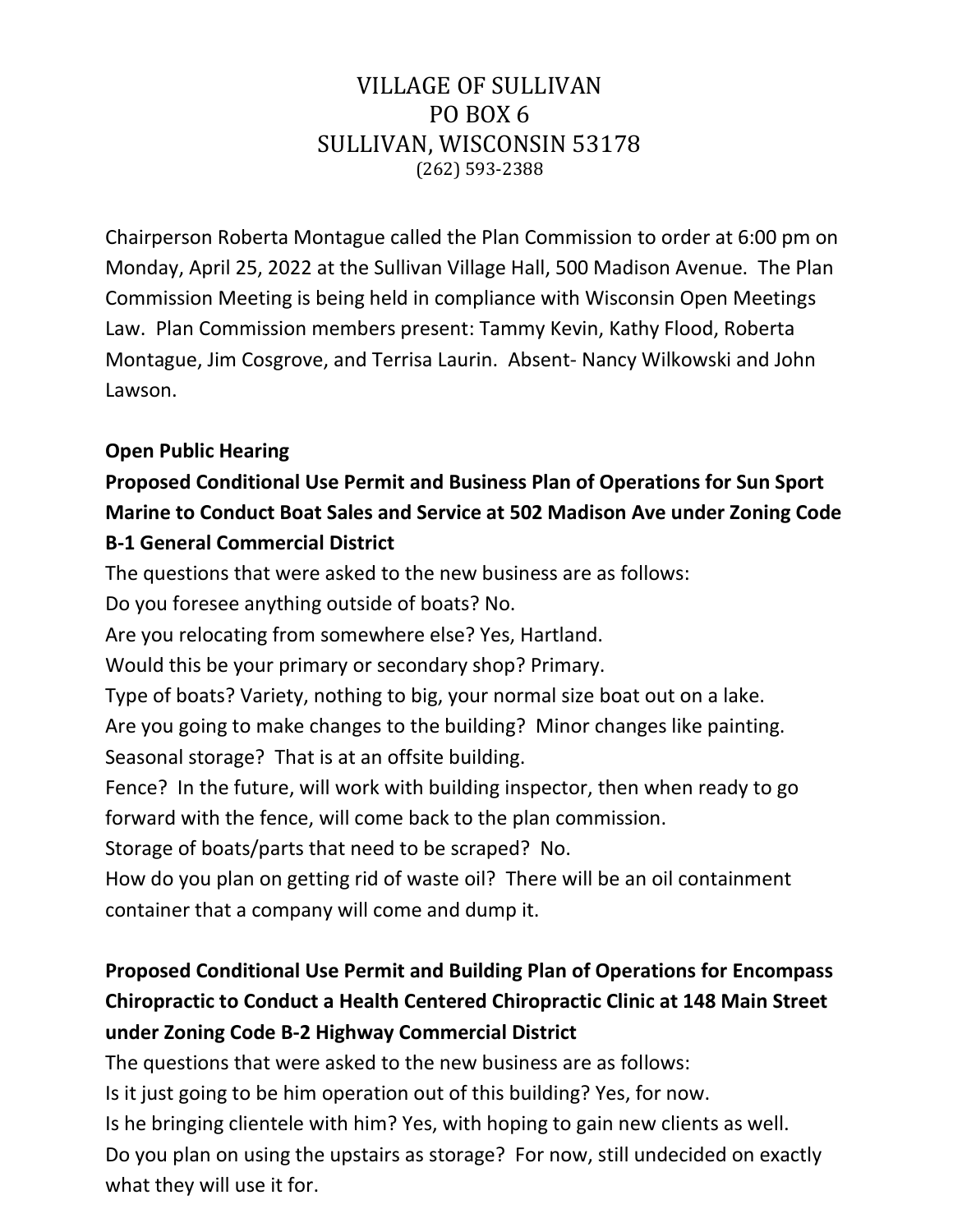# VILLAGE OF SULLIVAN
## PO BOX 6
## SULLIVAN, WISCONSIN 53178
(262) 593-2388

Chairperson Roberta Montague called the Plan Commission to order at 6:00 pm on Monday, April 25, 2022 at the Sullivan Village Hall, 500 Madison Avenue. The Plan Commission Meeting is being held in compliance with Wisconsin Open Meetings Law. Plan Commission members present: Tammy Kevin, Kathy Flood, Roberta Montague, Jim Cosgrove, and Terrisa Laurin. Absent- Nancy Wilkowski and John Lawson.

**Open Public Hearing**

**Proposed Conditional Use Permit and Business Plan of Operations for Sun Sport Marine to Conduct Boat Sales and Service at 502 Madison Ave under Zoning Code B-1 General Commercial District**

The questions that were asked to the new business are as follows:

Do you foresee anything outside of boats? No.

Are you relocating from somewhere else? Yes, Hartland.

Would this be your primary or secondary shop? Primary.

Type of boats? Variety, nothing to big, your normal size boat out on a lake.

Are you going to make changes to the building? Minor changes like painting.

Seasonal storage? That is at an offsite building.

Fence? In the future, will work with building inspector, then when ready to go forward with the fence, will come back to the plan commission.

Storage of boats/parts that need to be scraped? No.

How do you plan on getting rid of waste oil? There will be an oil containment container that a company will come and dump it.

**Proposed Conditional Use Permit and Building Plan of Operations for Encompass Chiropractic to Conduct a Health Centered Chiropractic Clinic at 148 Main Street under Zoning Code B-2 Highway Commercial District**

The questions that were asked to the new business are as follows:

Is it just going to be him operation out of this building? Yes, for now.

Is he bringing clientele with him? Yes, with hoping to gain new clients as well.

Do you plan on using the upstairs as storage? For now, still undecided on exactly what they will use it for.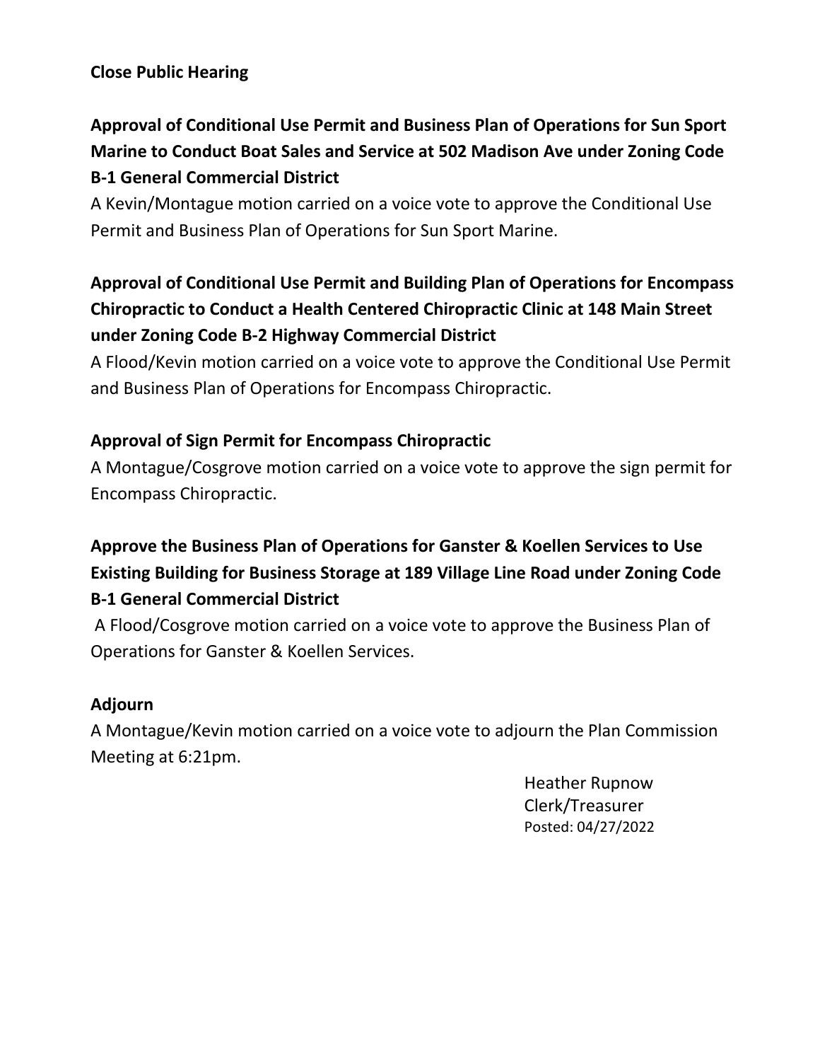**Close Public Hearing**

**Approval of Conditional Use Permit and Business Plan of Operations for Sun Sport Marine to Conduct Boat Sales and Service at 502 Madison Ave under Zoning Code B-1 General Commercial District**

A Kevin/Montague motion carried on a voice vote to approve the Conditional Use Permit and Business Plan of Operations for Sun Sport Marine.

**Approval of Conditional Use Permit and Building Plan of Operations for Encompass Chiropractic to Conduct a Health Centered Chiropractic Clinic at 148 Main Street under Zoning Code B-2 Highway Commercial District**

A Flood/Kevin motion carried on a voice vote to approve the Conditional Use Permit and Business Plan of Operations for Encompass Chiropractic.

**Approval of Sign Permit for Encompass Chiropractic**

A Montague/Cosgrove motion carried on a voice vote to approve the sign permit for Encompass Chiropractic.

**Approve the Business Plan of Operations for Ganster & Koellen Services to Use Existing Building for Business Storage at 189 Village Line Road under Zoning Code B-1 General Commercial District**

A Flood/Cosgrove motion carried on a voice vote to approve the Business Plan of Operations for Ganster & Koellen Services.

**Adjourn**

A Montague/Kevin motion carried on a voice vote to adjourn the Plan Commission Meeting at 6:21pm.

Heather Rupnow
Clerk/Treasurer
Posted: 04/27/2022